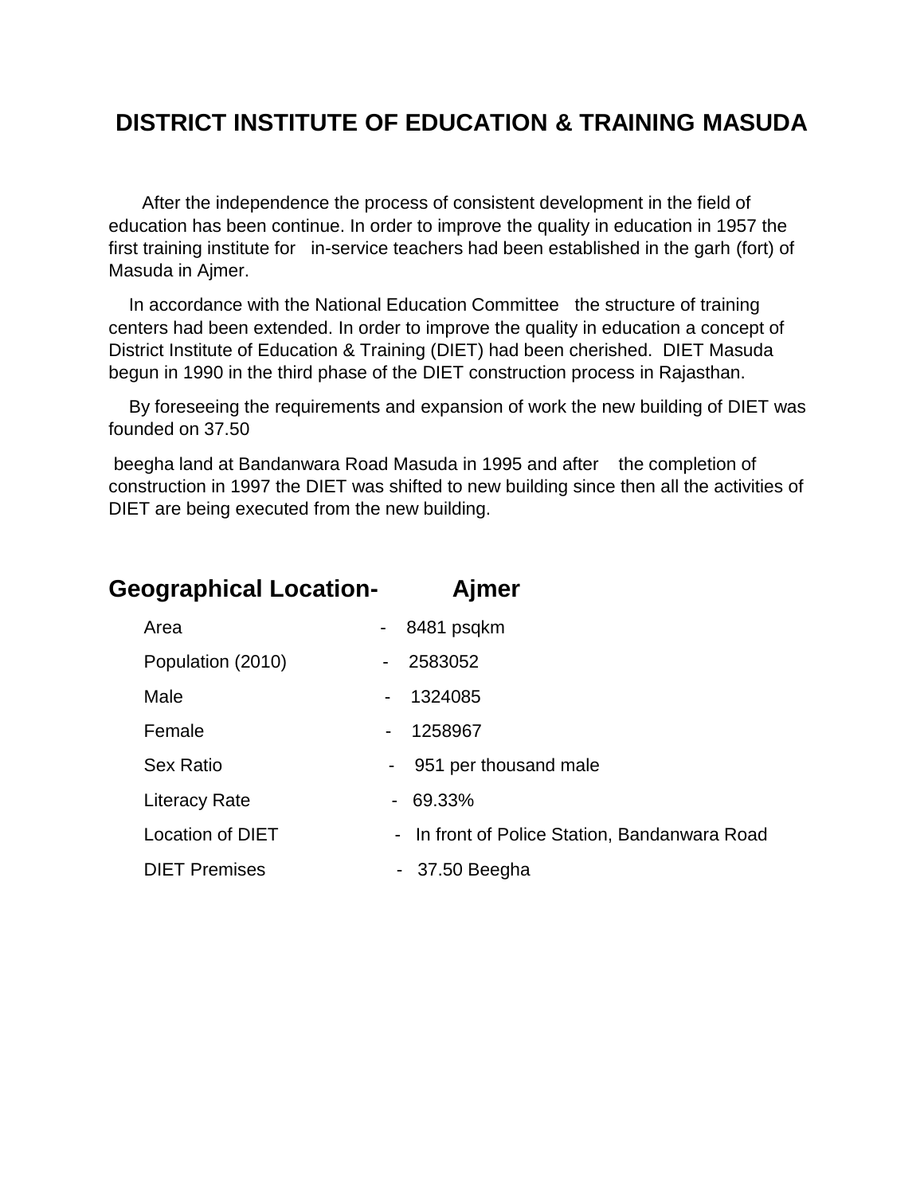# DISTRICT INSTITUTE OF EDUCATION & TRAINING MASUDA

After the independence the process of consistent development in the field of education has been continue. In order to improve the quality in education in 1957 the first training institute for in-service teachers had been established in the garh (fort) of Masuda in Ajmer.

In accordance with the National Education Committee the structure of training centers had been extended. In order to improve the quality in education a concept of District Institute of Education & Training (DIET) had been cherished. DIET Masuda begun in 1990 in the third phase of the DIET construction process in Rajasthan.

By foreseeing the requirements and expansion of work the new building of DIET was founded on 37.50

beegha land at Bandanwara Road Masuda in 1995 and after the completion of construction in 1997 the DIET was shifted to new building since then all the activities of DIET are being executed from the new building.

## Geographical Location- Ajmer

| | | |
|---|---|---|
| Area | - | 8481 psqkm |
| Population (2010) | - | 2583052 |
| Male | - | 1324085 |
| Female | - | 1258967 |
| Sex Ratio | - | 951 per thousand male |
| Literacy Rate | - | 69.33% |
| Location of DIET | - | In front of Police Station, Bandanwara Road |
| DIET Premises | - | 37.50 Beegha |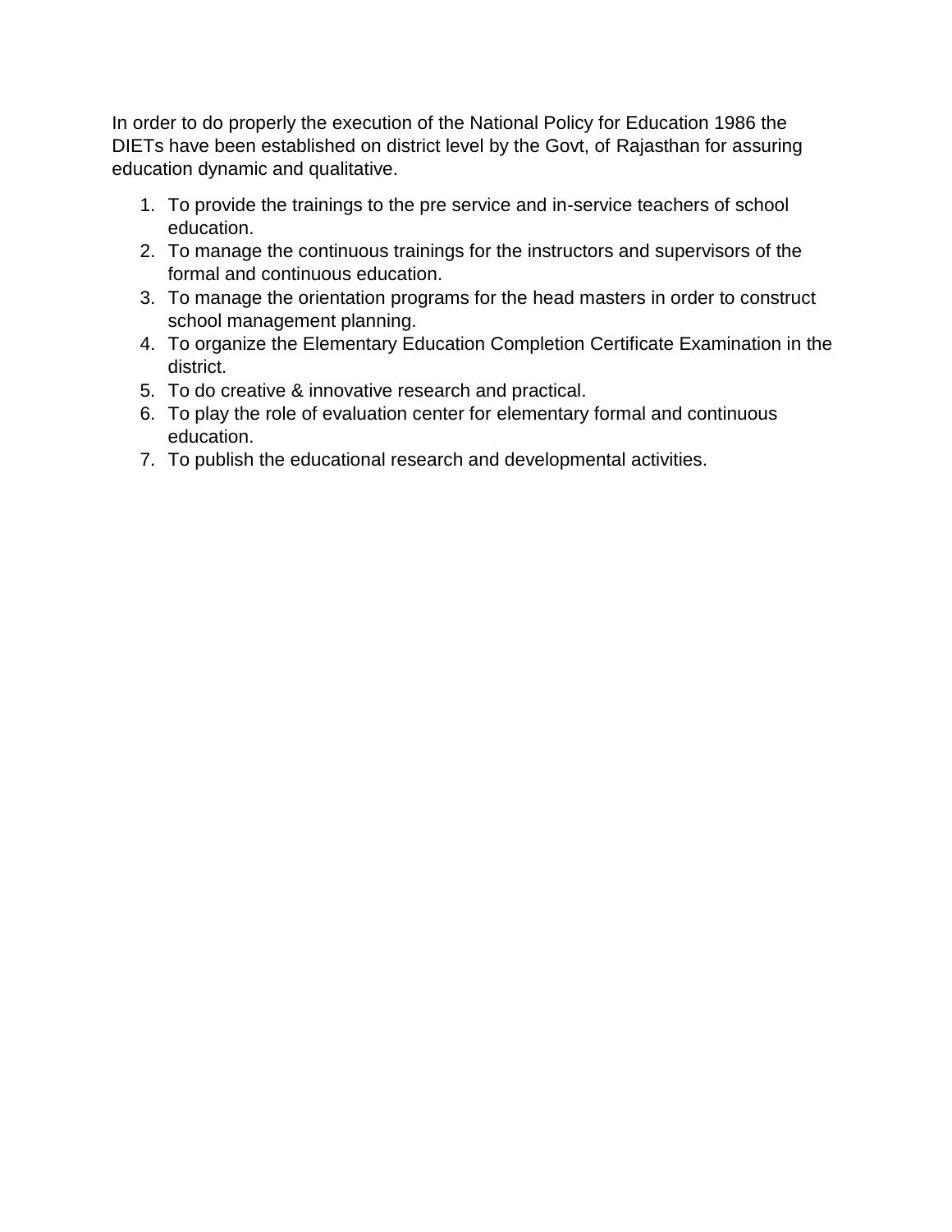In order to do properly the execution of the National Policy for Education 1986 the DIETs have been established on district level by the Govt, of Rajasthan for assuring education dynamic and qualitative.

1. To provide the trainings to the pre service and in-service teachers of school education.
2. To manage the continuous trainings for the instructors and supervisors of the formal and continuous education.
3. To manage the orientation programs for the head masters in order to construct school management planning.
4. To organize the Elementary Education Completion Certificate Examination in the district.
5. To do creative & innovative research and practical.
6. To play the role of evaluation center for elementary formal and continuous education.
7. To publish the educational research and developmental activities.